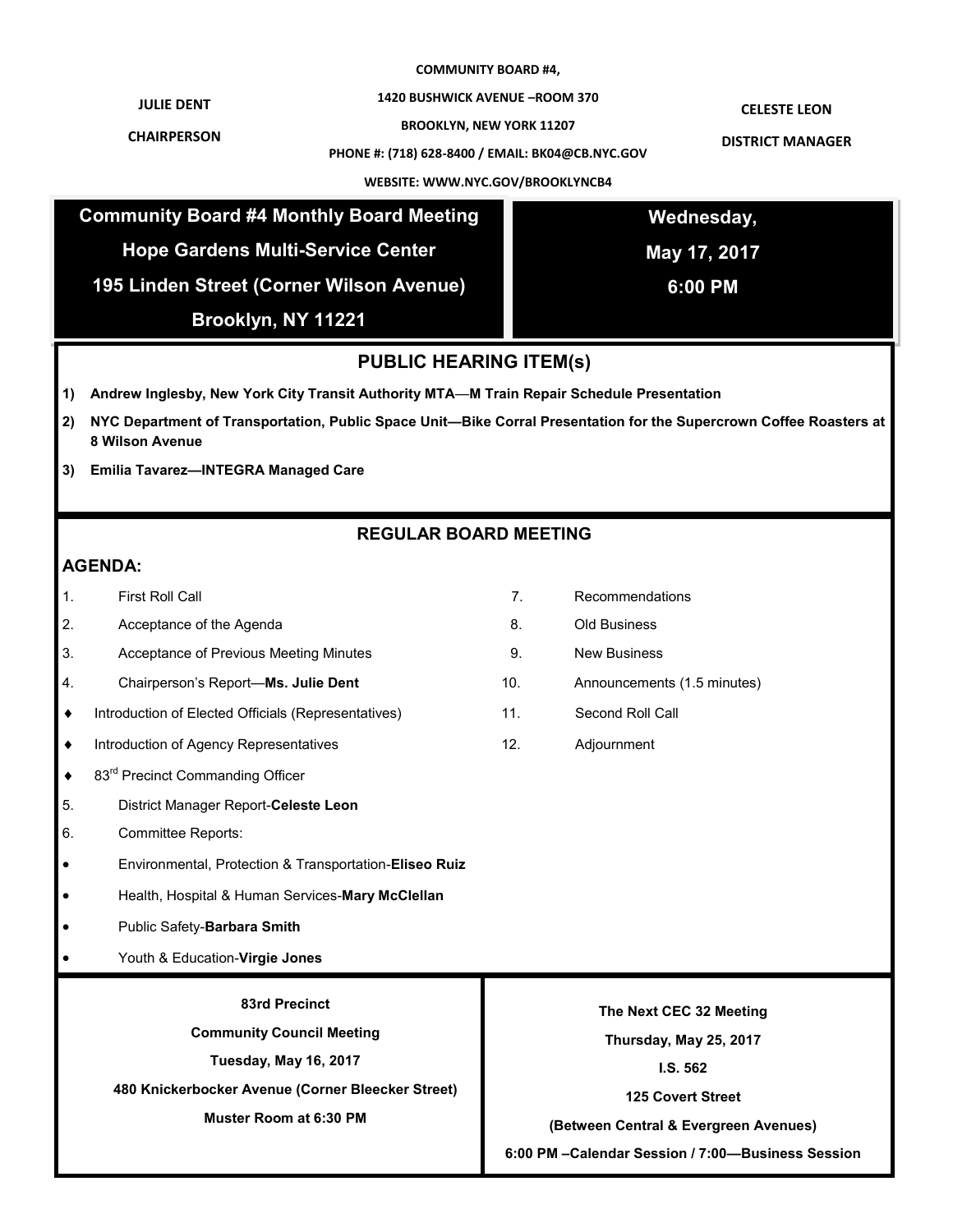**JULIE DENT**
**CHAIRPERSON**

**COMMUNITY BOARD #4,**
**1420 BUSHWICK AVENUE –ROOM 370**
**BROOKLYN, NEW YORK 11207**
**PHONE #: (718) 628-8400 / EMAIL: BK04@CB.NYC.GOV**
**WEBSITE: WWW.NYC.GOV/BROOKLYNCB4**

**CELESTE LEON**
**DISTRICT MANAGER**

## Community Board #4 Monthly Board Meeting

**Hope Gardens Multi-Service Center**
**195 Linden Street (Corner Wilson Avenue)**
**Brooklyn, NY 11221**

**Wednesday,**
**May 17, 2017**
**6:00 PM**

## PUBLIC HEARING ITEM(s)

1) **Andrew Inglesby, New York City Transit Authority MTA—M Train Repair Schedule Presentation**
2) **NYC Department of Transportation, Public Space Unit—Bike Corral Presentation for the Supercrown Coffee Roasters at 8 Wilson Avenue**
3) **Emilia Tavarez—INTEGRA Managed Care**

## REGULAR BOARD MEETING

### AGENDA:

1. First Roll Call
2. Acceptance of the Agenda
3. Acceptance of Previous Meeting Minutes
4. Chairperson's Report—**Ms. Julie Dent**
   - Introduction of Elected Officials (Representatives)
   - Introduction of Agency Representatives
   - 83rd Precinct Commanding Officer
5. District Manager Report-**Celeste Leon**
6. Committee Reports:
   - Environmental, Protection & Transportation-**Eliseo Ruiz**
   - Health, Hospital & Human Services-**Mary McClellan**
   - Public Safety-**Barbara Smith**
   - Youth & Education-**Virgie Jones**
7. Recommendations
8. Old Business
9. New Business
10. Announcements (1.5 minutes)
11. Second Roll Call
12. Adjournment

**83rd Precinct**
**Community Council Meeting**
**Tuesday, May 16, 2017**
**480 Knickerbocker Avenue (Corner Bleecker Street)**
**Muster Room at 6:30 PM**

**The Next CEC 32 Meeting**
**Thursday, May 25, 2017**
**I.S. 562**
**125 Covert Street**
**(Between Central & Evergreen Avenues)**
**6:00 PM –Calendar Session / 7:00—Business Session**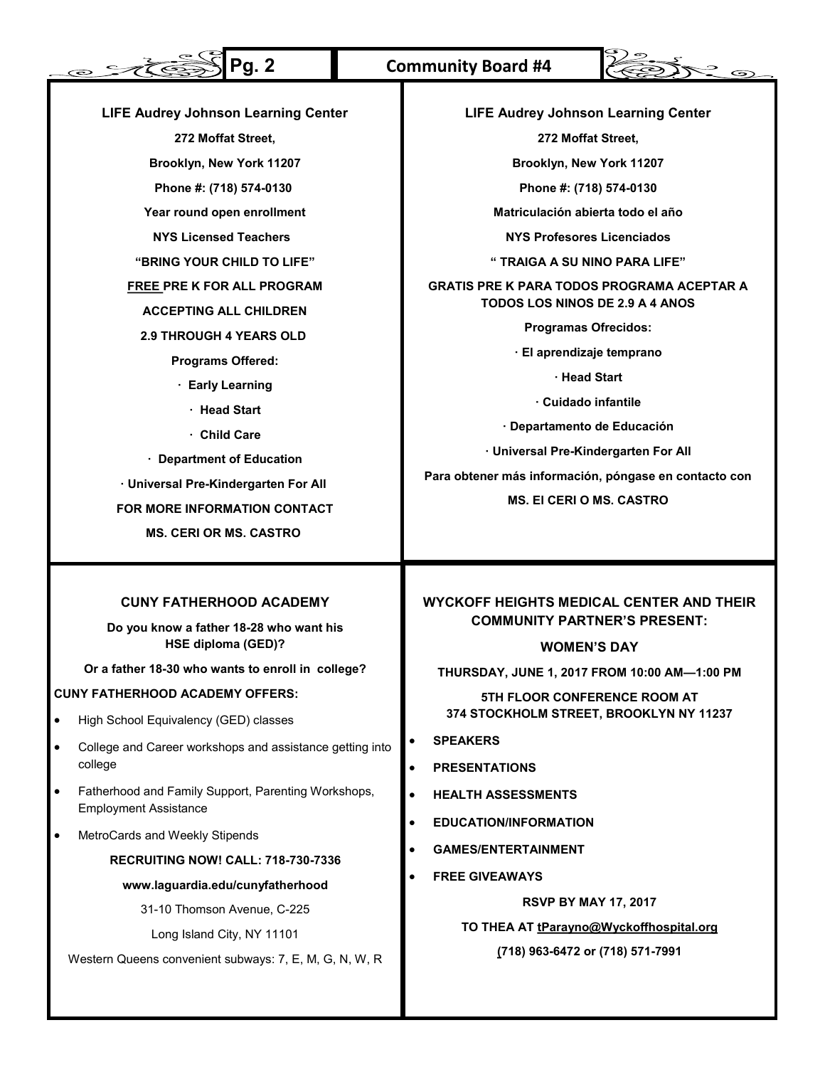## LIFE Audrey Johnson Learning Center

**272 Moffat Street,**

**Brooklyn, New York 11207**

**Phone #: (718) 574-0130**

**Year round open enrollment**

**NYS Licensed Teachers**

**"BRING YOUR CHILD TO LIFE"**

**FREE PRE K FOR ALL PROGRAM**

**ACCEPTING ALL CHILDREN**

**2.9 THROUGH 4 YEARS OLD**

**Programs Offered:**

- **Early Learning**
- **Head Start**
- **Child Care**
- **Department of Education**
- **Universal Pre-Kindergarten For All**

**FOR MORE INFORMATION CONTACT**

**MS. CERI OR MS. CASTRO**

## LIFE Audrey Johnson Learning Center

**272 Moffat Street,**

**Brooklyn, New York 11207**

**Phone #: (718) 574-0130**

**Matriculación abierta todo el año**

**NYS Profesores Licenciados**

**" TRAIGA A SU NINO PARA LIFE"**

**GRATIS PRE K PARA TODOS PROGRAMA ACEPTAR A TODOS LOS NINOS DE 2.9 A 4 ANOS**

**Programas Ofrecidos:**

- **El aprendizaje temprano**
- **Head Start**
- **Cuidado infantile**
- **Departamento de Educación**
- **Universal Pre-Kindergarten For All**

**Para obtener más información, póngase en contacto con**

**MS. El CERI O MS. CASTRO**

## CUNY FATHERHOOD ACADEMY

**Do you know a father 18-28 who want his HSE diploma (GED)?**

**Or a father 18-30 who wants to enroll in college?**

**CUNY FATHERHOOD ACADEMY OFFERS:**

- High School Equivalency (GED) classes
- College and Career workshops and assistance getting into college
- Fatherhood and Family Support, Parenting Workshops, Employment Assistance
- MetroCards and Weekly Stipends

**RECRUITING NOW! CALL: 718-730-7336**

**www.laguardia.edu/cunyfatherhood**

31-10 Thomson Avenue, C-225

Long Island City, NY 11101

Western Queens convenient subways: 7, E, M, G, N, W, R

## WYCKOFF HEIGHTS MEDICAL CENTER AND THEIR COMMUNITY PARTNER'S PRESENT:

**WOMEN'S DAY**

**THURSDAY, JUNE 1, 2017 FROM 10:00 AM—1:00 PM**

**5TH FLOOR CONFERENCE ROOM AT 374 STOCKHOLM STREET, BROOKLYN NY 11237**

- **SPEAKERS**
- **PRESENTATIONS**
- **HEALTH ASSESSMENTS**
- **EDUCATION/INFORMATION**
- **GAMES/ENTERTAINMENT**
- **FREE GIVEAWAYS**

**RSVP BY MAY 17, 2017**

**TO THEA AT tParayno@Wyckoffhospital.org**

**(718) 963-6472 or (718) 571-7991**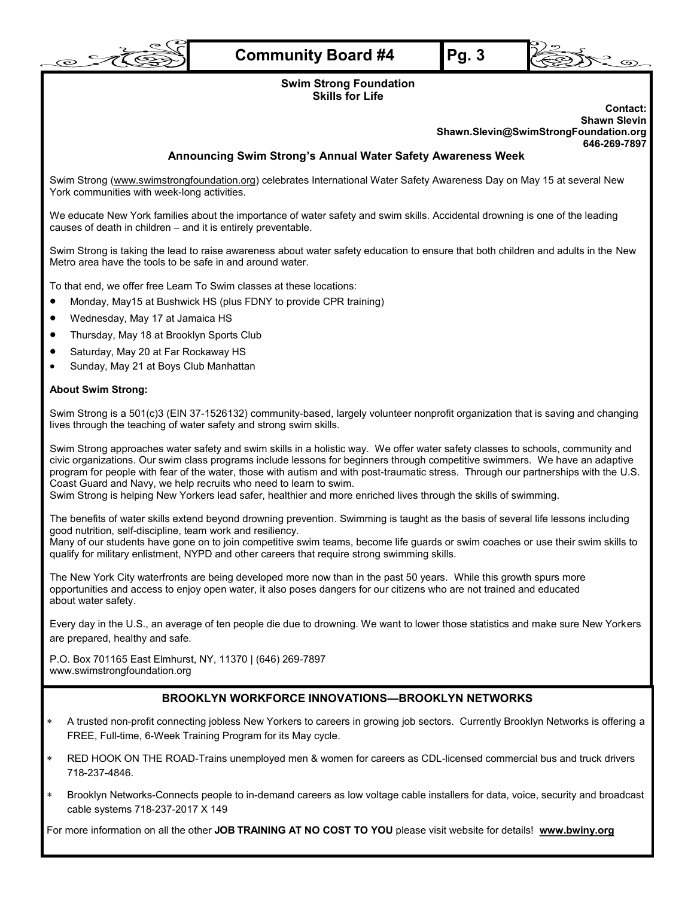## Swim Strong Foundation
### Skills for Life

**Contact:**
**Shawn Slevin**
**Shawn.Slevin@SwimStrongFoundation.org**
**646-269-7897**

### Announcing Swim Strong's Annual Water Safety Awareness Week

Swim Strong (www.swimstrongfoundation.org) celebrates International Water Safety Awareness Day on May 15 at several New York communities with week-long activities.

We educate New York families about the importance of water safety and swim skills. Accidental drowning is one of the leading causes of death in children – and it is entirely preventable.

Swim Strong is taking the lead to raise awareness about water safety education to ensure that both children and adults in the New Metro area have the tools to be safe in and around water.

To that end, we offer free Learn To Swim classes at these locations:

- Monday, May15 at Bushwick HS (plus FDNY to provide CPR training)
- Wednesday, May 17 at Jamaica HS
- Thursday, May 18 at Brooklyn Sports Club
- Saturday, May 20 at Far Rockaway HS
- Sunday, May 21 at Boys Club Manhattan

**About Swim Strong:**

Swim Strong is a 501(c)3 (EIN 37-1526132) community-based, largely volunteer nonprofit organization that is saving and changing lives through the teaching of water safety and strong swim skills.

Swim Strong approaches water safety and swim skills in a holistic way. We offer water safety classes to schools, community and civic organizations. Our swim class programs include lessons for beginners through competitive swimmers. We have an adaptive program for people with fear of the water, those with autism and with post-traumatic stress. Through our partnerships with the U.S. Coast Guard and Navy, we help recruits who need to learn to swim.
Swim Strong is helping New Yorkers lead safer, healthier and more enriched lives through the skills of swimming.

The benefits of water skills extend beyond drowning prevention. Swimming is taught as the basis of several life lessons including good nutrition, self-discipline, team work and resiliency.
Many of our students have gone on to join competitive swim teams, become life guards or swim coaches or use their swim skills to qualify for military enlistment, NYPD and other careers that require strong swimming skills.

The New York City waterfronts are being developed more now than in the past 50 years. While this growth spurs more opportunities and access to enjoy open water, it also poses dangers for our citizens who are not trained and educated about water safety.

Every day in the U.S., an average of ten people die due to drowning. We want to lower those statistics and make sure New Yorkers are prepared, healthy and safe.

P.O. Box 701165 East Elmhurst, NY, 11370 | (646) 269-7897
www.swimstrongfoundation.org

### BROOKLYN WORKFORCE INNOVATIONS—BROOKLYN NETWORKS

- A trusted non-profit connecting jobless New Yorkers to careers in growing job sectors. Currently Brooklyn Networks is offering a FREE, Full-time, 6-Week Training Program for its May cycle.
- RED HOOK ON THE ROAD-Trains unemployed men & women for careers as CDL-licensed commercial bus and truck drivers 718-237-4846.
- Brooklyn Networks-Connects people to in-demand careers as low voltage cable installers for data, voice, security and broadcast cable systems 718-237-2017 X 149

For more information on all the other **JOB TRAINING AT NO COST TO YOU** please visit website for details! **www.bwiny.org**